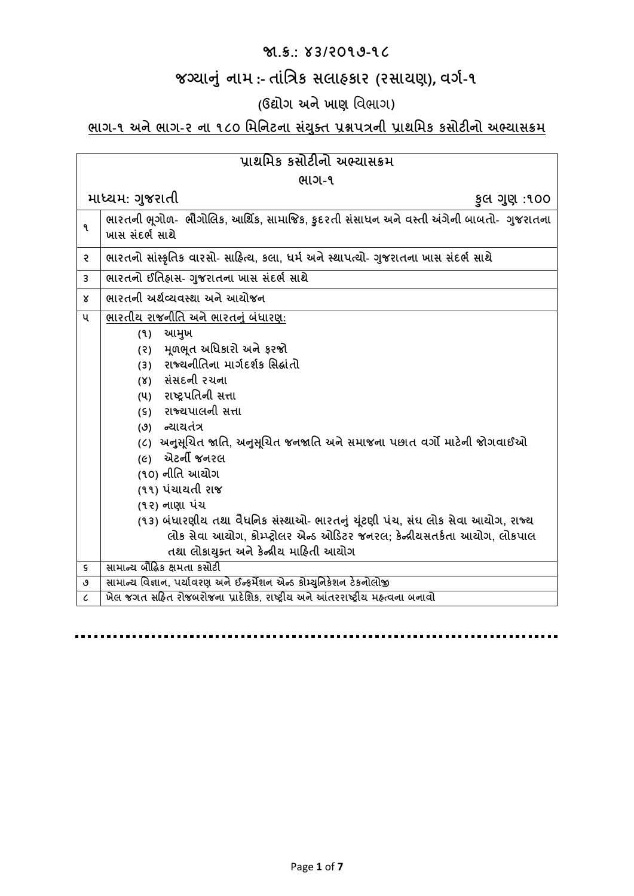# જા.ક્ર.: ૪૩/૨૦૧૭-૧૮

## જગ્યાનું નામ :- તાંત્રિક સલાહકાર (રસાયણ), વર્ગ-૧

### (ઉદ્યોગ અને ખાણ વિભાગ)

**ભાગ-૧ અને ભાગ-૨ ના ૧૮૦ મિનિટના સંયુક્ત પ્રશ્નપત્રની પ્રાથમિક કસોટીનો અભ્યાસક્રમ**

| પ્રાથમિક કસોટીનો અભ્યાસક્રમ<br>ભાગ-૧<br>માધ્યમ: ગુજરાતી &nbsp;&nbsp;&nbsp; કુલ ગુણ :૧૦૦ | |
|---|---|
| ૧ | ભારતની ભૂગોળ- ભૌગોલિક, આર્થિક, સામાજિક, કુદરતી સંસાધન અને વસ્તી અંગેની બાબતો- ગુજરાતના ખાસ સંદર્ભ સાથે |
| ૨ | ભારતનો સાંસ્કૃતિક વારસો- સાહિત્ય, કલા, ધર્મ અને સ્થાપત્યો- ગુજરાતના ખાસ સંદર્ભ સાથે |
| ૩ | ભારતનો ઈતિહાસ- ગુજરાતના ખાસ સંદર્ભ સાથે |
| ૪ | ભારતની અર્થવ્યવસ્થા અને આયોજન |
| ૫ | ભારતીય રાજનીતિ અને ભારતનું બંધારણ:<br>(૧) આમુખ<br>(૨) મૂળભૂત અધિકારો અને ફરજો<br>(૩) રાજ્યનીતિના માર્ગદર્શક સિદ્ધાંતો<br>(૪) સંસદની રચના<br>(૫) રાષ્ટ્રપતિની સત્તા<br>(૬) રાજ્યપાલની સત્તા<br>(૭) ન્યાયતંત્ર<br>(૮) અનુસૂચિત જાતિ, અનુસૂચિત જનજાતિ અને સમાજના પછાત વર્ગો માટેની જોગવાઈઓ<br>(૯) એટર્ની જનરલ<br>(૧૦) નીતિ આયોગ<br>(૧૧) પંચાયતી રાજ<br>(૧૨) નાણા પંચ<br>(૧૩) બંધારણીય તથા વૈધનિક સંસ્થાઓ- ભારતનું ચૂંટણી પંચ, સંઘ લોક સેવા આયોગ, રાજ્ય લોક સેવા આયોગ, કોમ્પ્ટ્રોલર એન્ડ ઓડિટર જનરલ; કેન્દ્રીયસતર્કતા આયોગ, લોકપાલ તથા લોકાયુક્ત અને કેન્દ્રીય માહિતી આયોગ |
| ૬ | સામાન્ય બૌદ્ધિક ક્ષમતા કસોટી |
| ૭ | સામાન્ય વિજ્ઞાન, પર્યાવરણ અને ઈન્ફર્મેશન એન્ડ કોમ્યુનિકેશન ટેકનોલોજી |
| ૮ | ખેલ જગત સહિત રોજબરોજના પ્રાદેશિક, રાષ્ટ્રીય અને આંતરરાષ્ટ્રીય મહત્વના બનાવો |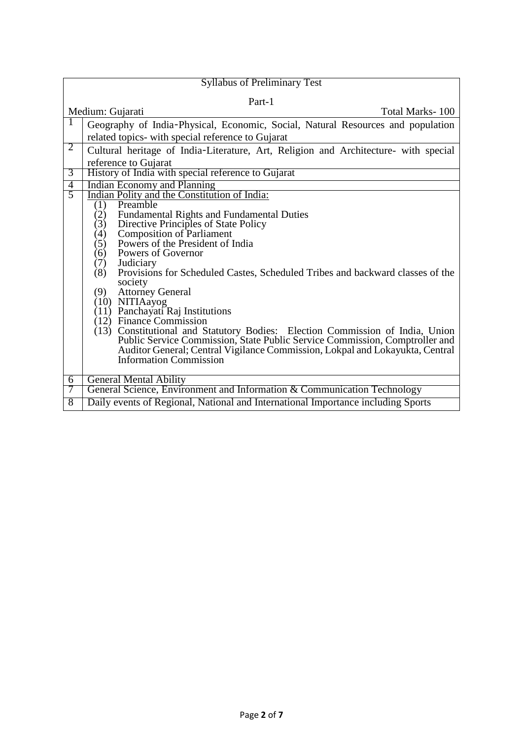## Syllabus of Preliminary Test

### Part-1

Medium: Gujarati | Total Marks- 100

| No. | Topic |
|---|---|
| 1 | Geography of India-Physical, Economic, Social, Natural Resources and population related topics- with special reference to Gujarat |
| 2 | Cultural heritage of India-Literature, Art, Religion and Architecture- with special reference to Gujarat |
| 3 | History of India with special reference to Gujarat |
| 4 | Indian Economy and Planning |
| 5 | Indian Polity and the Constitution of India:<br>(1) Preamble<br>(2) Fundamental Rights and Fundamental Duties<br>(3) Directive Principles of State Policy<br>(4) Composition of Parliament<br>(5) Powers of the President of India<br>(6) Powers of Governor<br>(7) Judiciary<br>(8) Provisions for Scheduled Castes, Scheduled Tribes and backward classes of the society<br>(9) Attorney General<br>(10) NITIAayog<br>(11) Panchayati Raj Institutions<br>(12) Finance Commission<br>(13) Constitutional and Statutory Bodies: Election Commission of India, Union Public Service Commission, State Public Service Commission, Comptroller and Auditor General; Central Vigilance Commission, Lokpal and Lokayukta, Central Information Commission |
| 6 | General Mental Ability |
| 7 | General Science, Environment and Information & Communication Technology |
| 8 | Daily events of Regional, National and International Importance including Sports |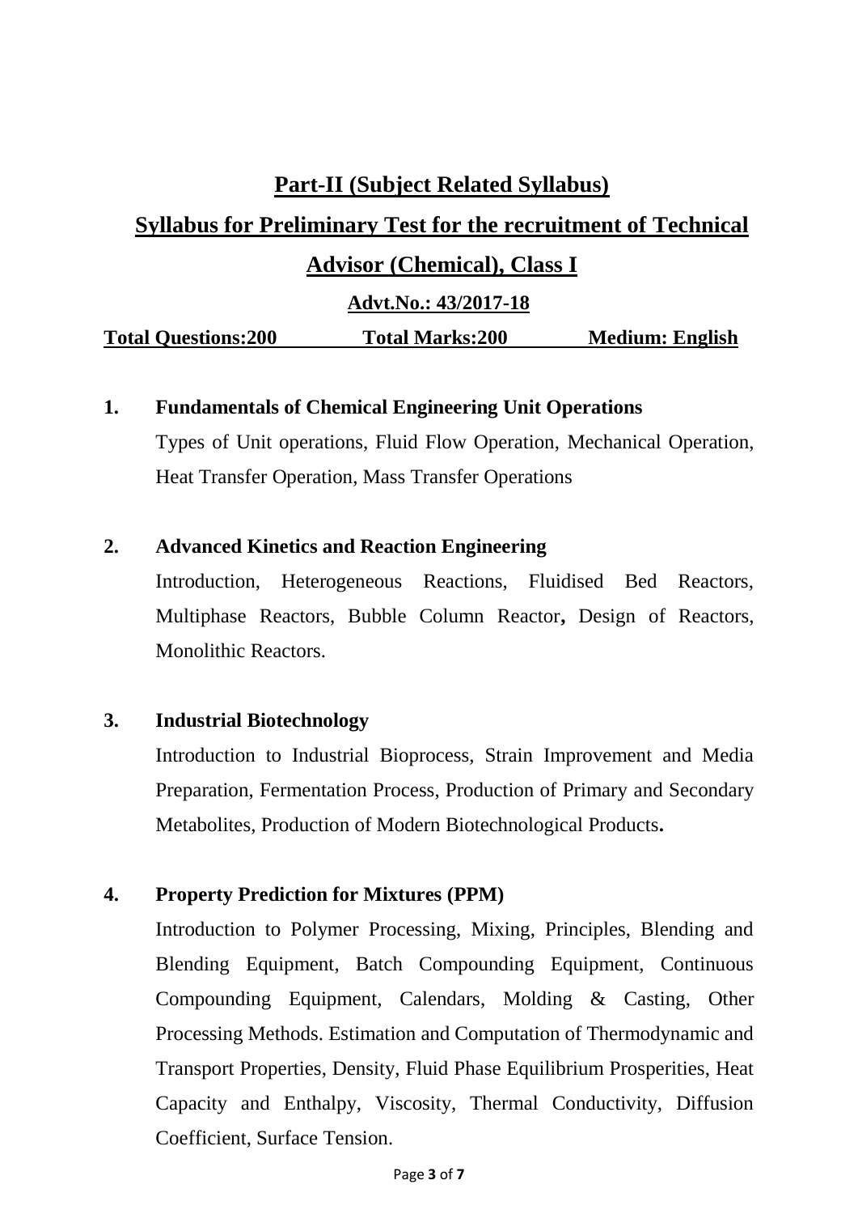# Part-II (Subject Related Syllabus)

## Syllabus for Preliminary Test for the recruitment of Technical Advisor (Chemical), Class I

**Advt.No.: 43/2017-18**

**Total Questions:200** **Total Marks:200** **Medium: English**

**1. Fundamentals of Chemical Engineering Unit Operations**

Types of Unit operations, Fluid Flow Operation, Mechanical Operation, Heat Transfer Operation, Mass Transfer Operations

**2. Advanced Kinetics and Reaction Engineering**

Introduction, Heterogeneous Reactions, Fluidised Bed Reactors, Multiphase Reactors, Bubble Column Reactor**,** Design of Reactors, Monolithic Reactors.

**3. Industrial Biotechnology**

Introduction to Industrial Bioprocess, Strain Improvement and Media Preparation, Fermentation Process, Production of Primary and Secondary Metabolites, Production of Modern Biotechnological Products**.**

**4. Property Prediction for Mixtures (PPM)**

Introduction to Polymer Processing, Mixing, Principles, Blending and Blending Equipment, Batch Compounding Equipment, Continuous Compounding Equipment, Calendars, Molding & Casting, Other Processing Methods. Estimation and Computation of Thermodynamic and Transport Properties, Density, Fluid Phase Equilibrium Prosperities, Heat Capacity and Enthalpy, Viscosity, Thermal Conductivity, Diffusion Coefficient, Surface Tension.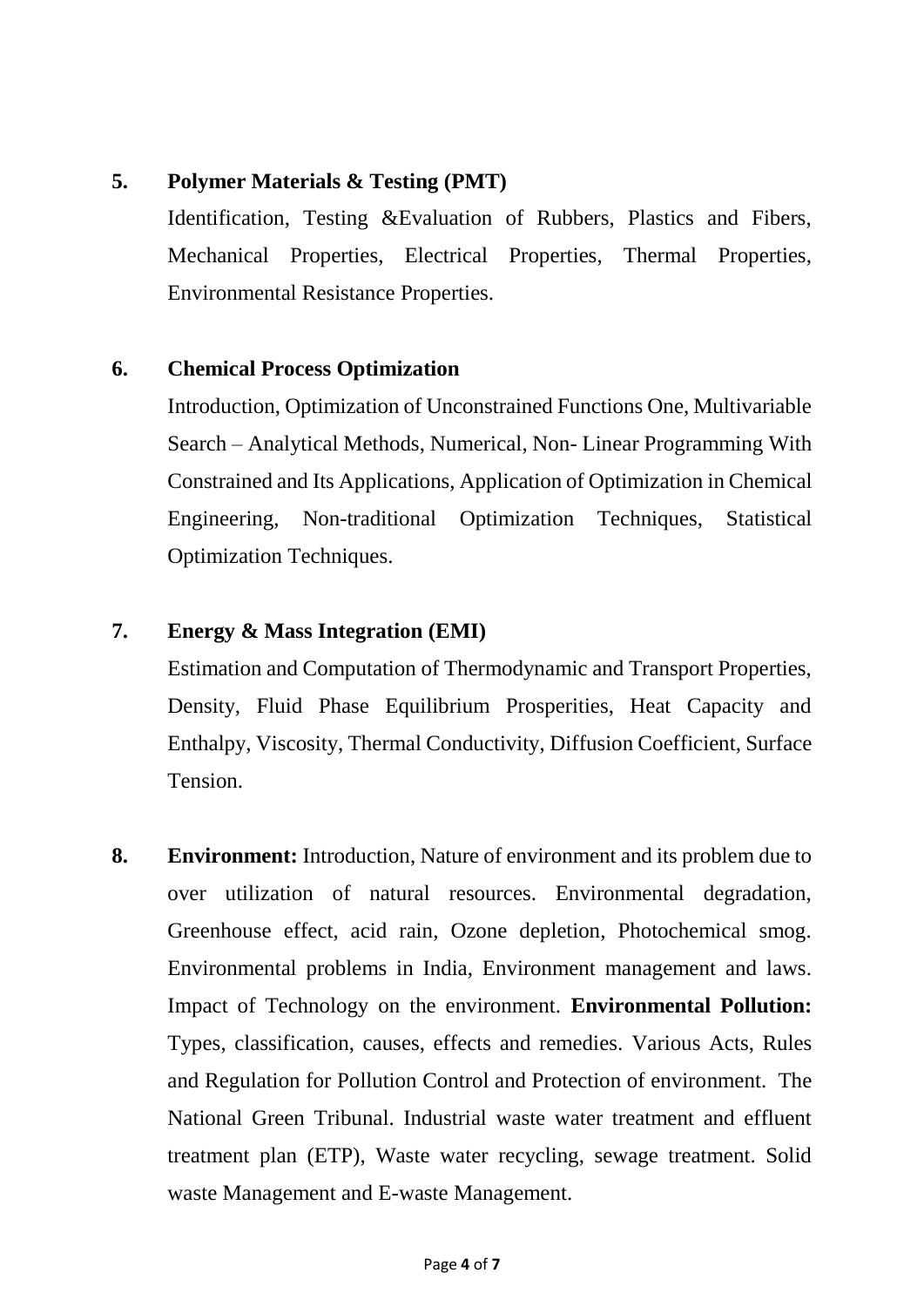**5. Polymer Materials & Testing (PMT)**

Identification, Testing &Evaluation of Rubbers, Plastics and Fibers, Mechanical Properties, Electrical Properties, Thermal Properties, Environmental Resistance Properties.

**6. Chemical Process Optimization**

Introduction, Optimization of Unconstrained Functions One, Multivariable Search – Analytical Methods, Numerical, Non- Linear Programming With Constrained and Its Applications, Application of Optimization in Chemical Engineering, Non-traditional Optimization Techniques, Statistical Optimization Techniques.

**7. Energy & Mass Integration (EMI)**

Estimation and Computation of Thermodynamic and Transport Properties, Density, Fluid Phase Equilibrium Prosperities, Heat Capacity and Enthalpy, Viscosity, Thermal Conductivity, Diffusion Coefficient, Surface Tension.

**8. Environment:** Introduction, Nature of environment and its problem due to over utilization of natural resources. Environmental degradation, Greenhouse effect, acid rain, Ozone depletion, Photochemical smog. Environmental problems in India, Environment management and laws. Impact of Technology on the environment. **Environmental Pollution:** Types, classification, causes, effects and remedies. Various Acts, Rules and Regulation for Pollution Control and Protection of environment. The National Green Tribunal. Industrial waste water treatment and effluent treatment plan (ETP), Waste water recycling, sewage treatment. Solid waste Management and E-waste Management.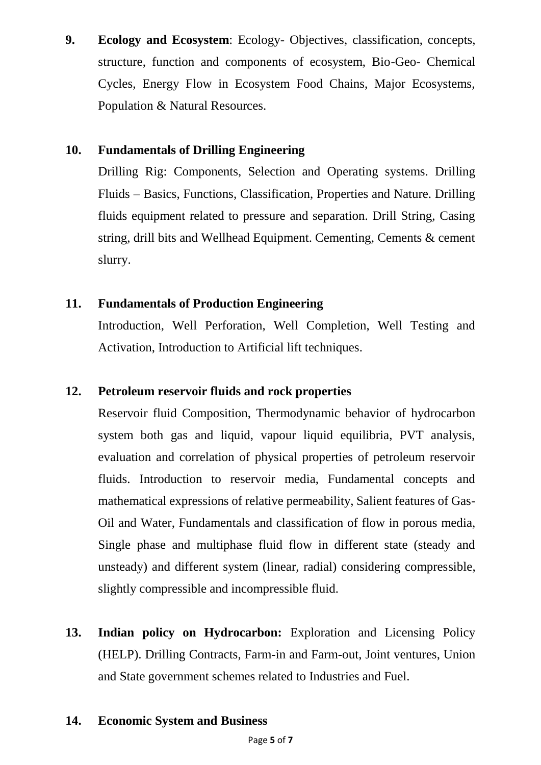9. **Ecology and Ecosystem**: Ecology- Objectives, classification, concepts, structure, function and components of ecosystem, Bio-Geo- Chemical Cycles, Energy Flow in Ecosystem Food Chains, Major Ecosystems, Population & Natural Resources.

10. **Fundamentals of Drilling Engineering**

    Drilling Rig: Components, Selection and Operating systems. Drilling Fluids – Basics, Functions, Classification, Properties and Nature. Drilling fluids equipment related to pressure and separation. Drill String, Casing string, drill bits and Wellhead Equipment. Cementing, Cements & cement slurry.

11. **Fundamentals of Production Engineering**

    Introduction, Well Perforation, Well Completion, Well Testing and Activation, Introduction to Artificial lift techniques.

12. **Petroleum reservoir fluids and rock properties**

    Reservoir fluid Composition, Thermodynamic behavior of hydrocarbon system both gas and liquid, vapour liquid equilibria, PVT analysis, evaluation and correlation of physical properties of petroleum reservoir fluids. Introduction to reservoir media, Fundamental concepts and mathematical expressions of relative permeability, Salient features of Gas-Oil and Water, Fundamentals and classification of flow in porous media, Single phase and multiphase fluid flow in different state (steady and unsteady) and different system (linear, radial) considering compressible, slightly compressible and incompressible fluid.

13. **Indian policy on Hydrocarbon:** Exploration and Licensing Policy (HELP). Drilling Contracts, Farm-in and Farm-out, Joint ventures, Union and State government schemes related to Industries and Fuel.

14. **Economic System and Business**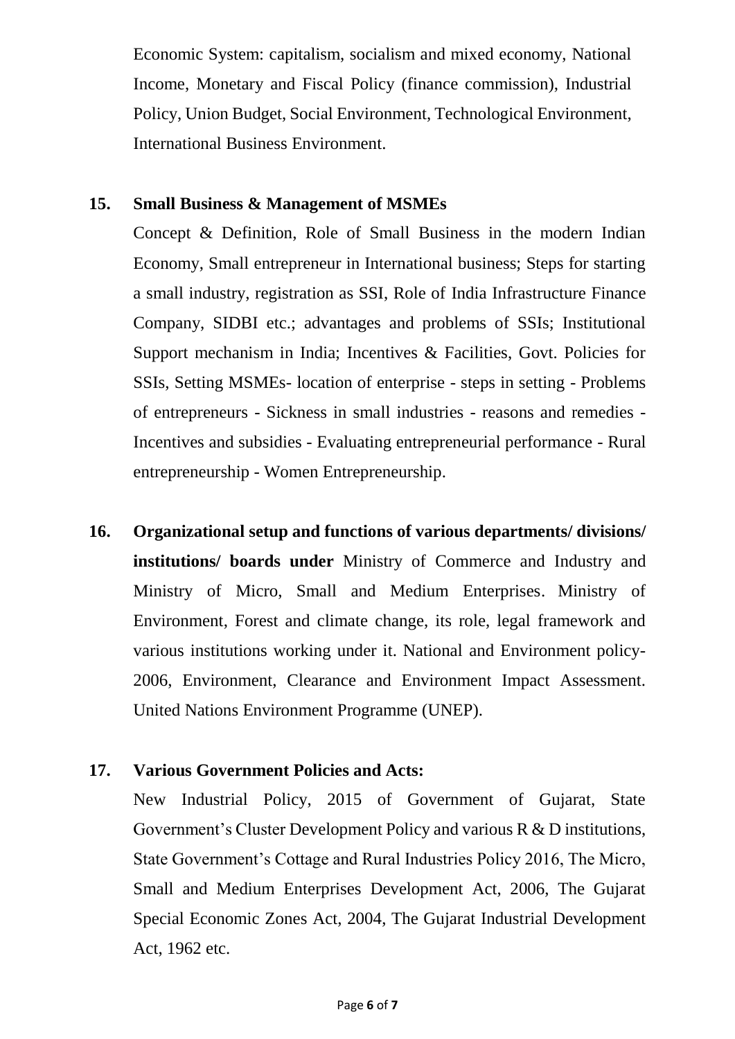Economic System: capitalism, socialism and mixed economy, National Income, Monetary and Fiscal Policy (finance commission), Industrial Policy, Union Budget, Social Environment, Technological Environment, International Business Environment.

**15. Small Business & Management of MSMEs**

Concept & Definition, Role of Small Business in the modern Indian Economy, Small entrepreneur in International business; Steps for starting a small industry, registration as SSI, Role of India Infrastructure Finance Company, SIDBI etc.; advantages and problems of SSIs; Institutional Support mechanism in India; Incentives & Facilities, Govt. Policies for SSIs, Setting MSMEs- location of enterprise - steps in setting - Problems of entrepreneurs - Sickness in small industries - reasons and remedies - Incentives and subsidies - Evaluating entrepreneurial performance - Rural entrepreneurship - Women Entrepreneurship.

**16. Organizational setup and functions of various departments/ divisions/ institutions/ boards under** Ministry of Commerce and Industry and Ministry of Micro, Small and Medium Enterprises. Ministry of Environment, Forest and climate change, its role, legal framework and various institutions working under it. National and Environment policy-2006, Environment, Clearance and Environment Impact Assessment. United Nations Environment Programme (UNEP).

**17. Various Government Policies and Acts:**

New Industrial Policy, 2015 of Government of Gujarat, State Government's Cluster Development Policy and various R & D institutions, State Government's Cottage and Rural Industries Policy 2016, The Micro, Small and Medium Enterprises Development Act, 2006, The Gujarat Special Economic Zones Act, 2004, The Gujarat Industrial Development Act, 1962 etc.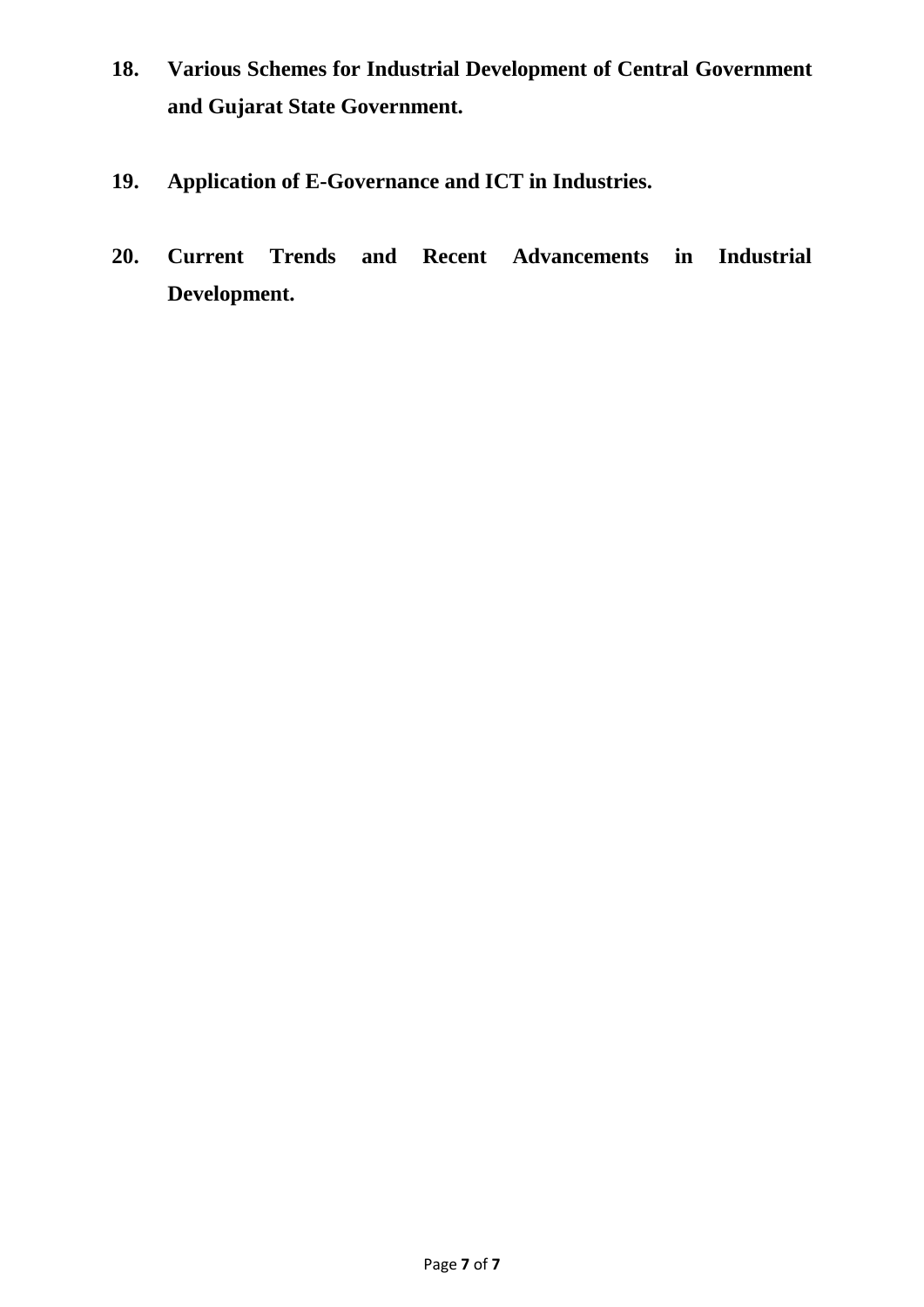18. **Various Schemes for Industrial Development of Central Government and Gujarat State Government.**

19. **Application of E-Governance and ICT in Industries.**

20. **Current Trends and Recent Advancements in Industrial Development.**